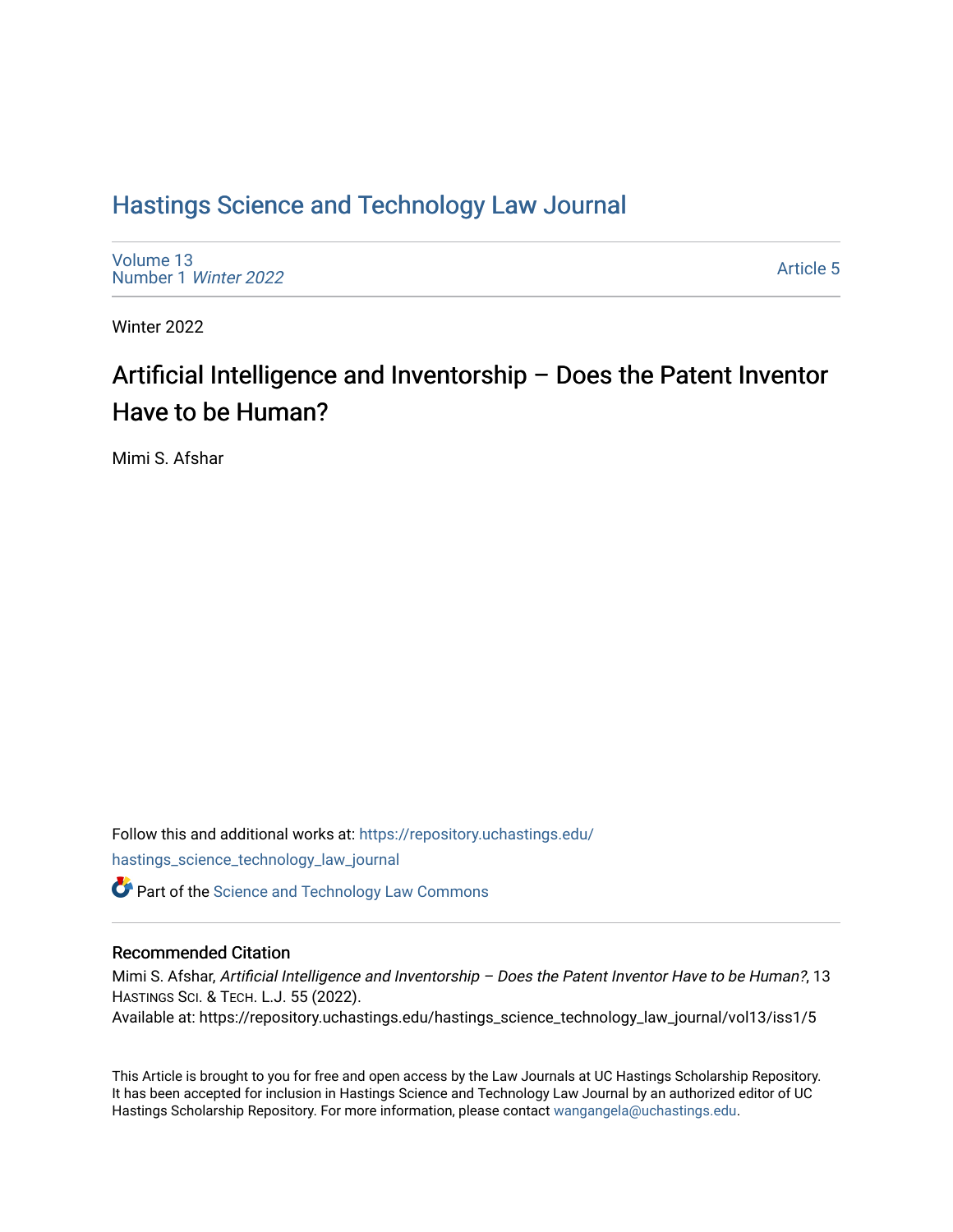# Hastings Science and Technology Law Journal

Volume 13
Number 1 *Winter 2022*

Article 5

Winter 2022

## Artificial Intelligence and Inventorship – Does the Patent Inventor Have to be Human?

Mimi S. Afshar

Follow this and additional works at: https://repository.uchastings.edu/hastings_science_technology_law_journal

Part of the Science and Technology Law Commons

### Recommended Citation

Mimi S. Afshar, *Artificial Intelligence and Inventorship – Does the Patent Inventor Have to be Human?*, 13 HASTINGS SCI. & TECH. L.J. 55 (2022).
Available at: https://repository.uchastings.edu/hastings_science_technology_law_journal/vol13/iss1/5

This Article is brought to you for free and open access by the Law Journals at UC Hastings Scholarship Repository. It has been accepted for inclusion in Hastings Science and Technology Law Journal by an authorized editor of UC Hastings Scholarship Repository. For more information, please contact wangangela@uchastings.edu.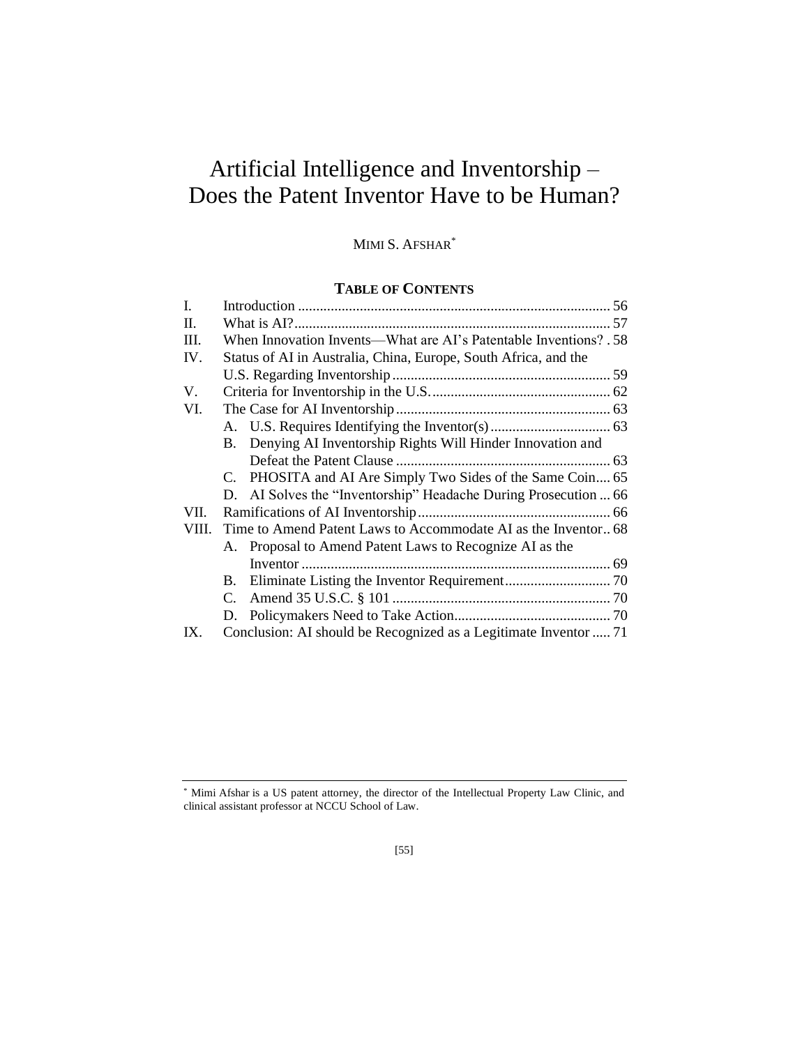# Artificial Intelligence and Inventorship – Does the Patent Inventor Have to be Human?

MIMI S. AFSHAR[*]

**TABLE OF CONTENTS**

I. Introduction ..................................................................................... 56
II. What is AI?...................................................................................... 57
III. When Innovation Invents—What are AI's Patentable Inventions? . 58
IV. Status of AI in Australia, China, Europe, South Africa, and the U.S. Regarding Inventorship ............................................................ 59
V. Criteria for Inventorship in the U.S. ................................................. 62
VI. The Case for AI Inventorship ........................................................... 63
  A. U.S. Requires Identifying the Inventor(s) ................................. 63
  B. Denying AI Inventorship Rights Will Hinder Innovation and Defeat the Patent Clause ........................................................... 63
  C. PHOSITA and AI Are Simply Two Sides of the Same Coin.... 65
  D. AI Solves the "Inventorship" Headache During Prosecution ... 66
VII. Ramifications of AI Inventorship ..................................................... 66
VIII. Time to Amend Patent Laws to Accommodate AI as the Inventor.. 68
  A. Proposal to Amend Patent Laws to Recognize AI as the Inventor .................................................................................... 69
  B. Eliminate Listing the Inventor Requirement............................. 70
  C. Amend 35 U.S.C. § 101 ............................................................ 70
  D. Policymakers Need to Take Action........................................... 70
IX. Conclusion: AI should be Recognized as a Legitimate Inventor ..... 71

---

[*] Mimi Afshar is a US patent attorney, the director of the Intellectual Property Law Clinic, and clinical assistant professor at NCCU School of Law.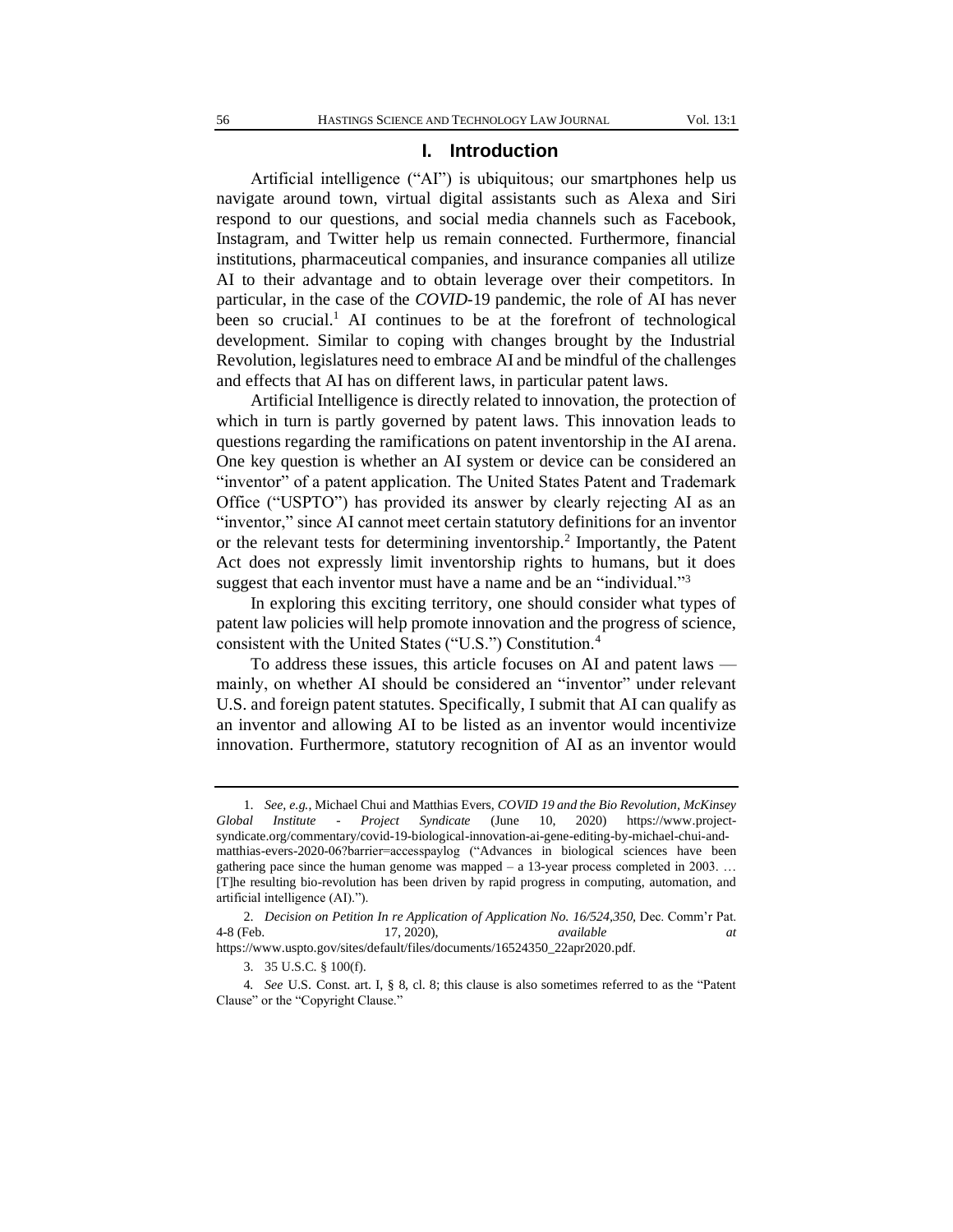## I. Introduction

Artificial intelligence ("AI") is ubiquitous; our smartphones help us navigate around town, virtual digital assistants such as Alexa and Siri respond to our questions, and social media channels such as Facebook, Instagram, and Twitter help us remain connected. Furthermore, financial institutions, pharmaceutical companies, and insurance companies all utilize AI to their advantage and to obtain leverage over their competitors. In particular, in the case of the *COVID*-19 pandemic, the role of AI has never been so crucial.[1] AI continues to be at the forefront of technological development. Similar to coping with changes brought by the Industrial Revolution, legislatures need to embrace AI and be mindful of the challenges and effects that AI has on different laws, in particular patent laws.

Artificial Intelligence is directly related to innovation, the protection of which in turn is partly governed by patent laws. This innovation leads to questions regarding the ramifications on patent inventorship in the AI arena. One key question is whether an AI system or device can be considered an "inventor" of a patent application. The United States Patent and Trademark Office ("USPTO") has provided its answer by clearly rejecting AI as an "inventor," since AI cannot meet certain statutory definitions for an inventor or the relevant tests for determining inventorship.[2] Importantly, the Patent Act does not expressly limit inventorship rights to humans, but it does suggest that each inventor must have a name and be an "individual."[3]

In exploring this exciting territory, one should consider what types of patent law policies will help promote innovation and the progress of science, consistent with the United States ("U.S.") Constitution.[4]

To address these issues, this article focuses on AI and patent laws — mainly, on whether AI should be considered an "inventor" under relevant U.S. and foreign patent statutes. Specifically, I submit that AI can qualify as an inventor and allowing AI to be listed as an inventor would incentivize innovation. Furthermore, statutory recognition of AI as an inventor would

---

1. *See, e.g.*, Michael Chui and Matthias Evers, *COVID 19 and the Bio Revolution, McKinsey Global Institute - Project Syndicate* (June 10, 2020) https://www.project-syndicate.org/commentary/covid-19-biological-innovation-ai-gene-editing-by-michael-chui-and-matthias-evers-2020-06?barrier=accesspaylog ("Advances in biological sciences have been gathering pace since the human genome was mapped – a 13-year process completed in 2003. … [T]he resulting bio-revolution has been driven by rapid progress in computing, automation, and artificial intelligence (AI).").

2. *Decision on Petition In re Application of Application No. 16/524,350*, Dec. Comm'r Pat. 4-8 (Feb. 17, 2020), *available at* https://www.uspto.gov/sites/default/files/documents/16524350_22apr2020.pdf.

3. 35 U.S.C. § 100(f).

4. *See* U.S. Const. art. I, § 8, cl. 8; this clause is also sometimes referred to as the "Patent Clause" or the "Copyright Clause."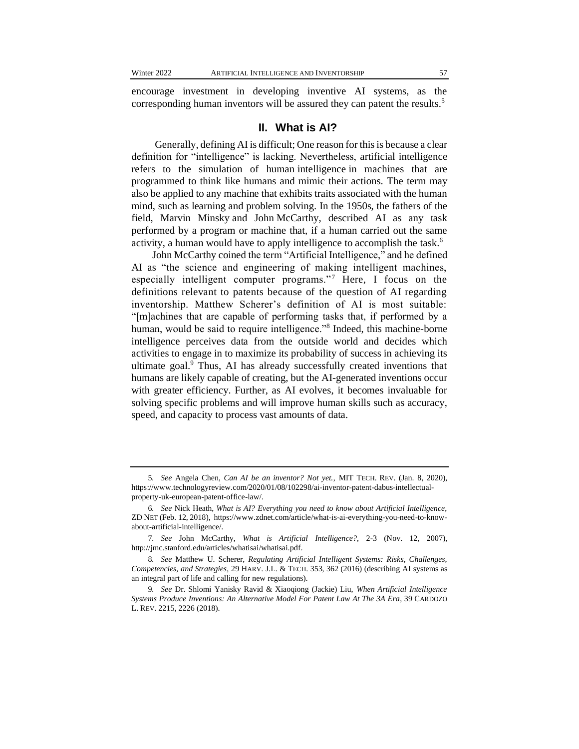encourage investment in developing inventive AI systems, as the corresponding human inventors will be assured they can patent the results.[5]

## II. What is AI?

Generally, defining AI is difficult; One reason for this is because a clear definition for "intelligence" is lacking. Nevertheless, artificial intelligence refers to the simulation of human intelligence in machines that are programmed to think like humans and mimic their actions. The term may also be applied to any machine that exhibits traits associated with the human mind, such as learning and problem solving. In the 1950s, the fathers of the field, Marvin Minsky and John McCarthy, described AI as any task performed by a program or machine that, if a human carried out the same activity, a human would have to apply intelligence to accomplish the task.[6]

John McCarthy coined the term "Artificial Intelligence," and he defined AI as "the science and engineering of making intelligent machines, especially intelligent computer programs."[7] Here, I focus on the definitions relevant to patents because of the question of AI regarding inventorship. Matthew Scherer's definition of AI is most suitable: "[m]achines that are capable of performing tasks that, if performed by a human, would be said to require intelligence."[8] Indeed, this machine-borne intelligence perceives data from the outside world and decides which activities to engage in to maximize its probability of success in achieving its ultimate goal.[9] Thus, AI has already successfully created inventions that humans are likely capable of creating, but the AI-generated inventions occur with greater efficiency. Further, as AI evolves, it becomes invaluable for solving specific problems and will improve human skills such as accuracy, speed, and capacity to process vast amounts of data.

---

5. *See* Angela Chen, *Can AI be an inventor? Not yet.*, MIT TECH. REV. (Jan. 8, 2020), https://www.technologyreview.com/2020/01/08/102298/ai-inventor-patent-dabus-intellectual-property-uk-european-patent-office-law/.

6. *See* Nick Heath, *What is AI? Everything you need to know about Artificial Intelligence*, ZD NET (Feb. 12, 2018), https://www.zdnet.com/article/what-is-ai-everything-you-need-to-know-about-artificial-intelligence/.

7. *See* John McCarthy, *What is Artificial Intelligence?*, 2-3 (Nov. 12, 2007), http://jmc.stanford.edu/articles/whatisai/whatisai.pdf.

8. *See* Matthew U. Scherer, *Regulating Artificial Intelligent Systems: Risks, Challenges, Competencies, and Strategies*, 29 HARV. J.L. & TECH. 353, 362 (2016) (describing AI systems as an integral part of life and calling for new regulations).

9. *See* Dr. Shlomi Yanisky Ravid & Xiaoqiong (Jackie) Liu, *When Artificial Intelligence Systems Produce Inventions: An Alternative Model For Patent Law At The 3A Era*, 39 CARDOZO L. REV. 2215, 2226 (2018).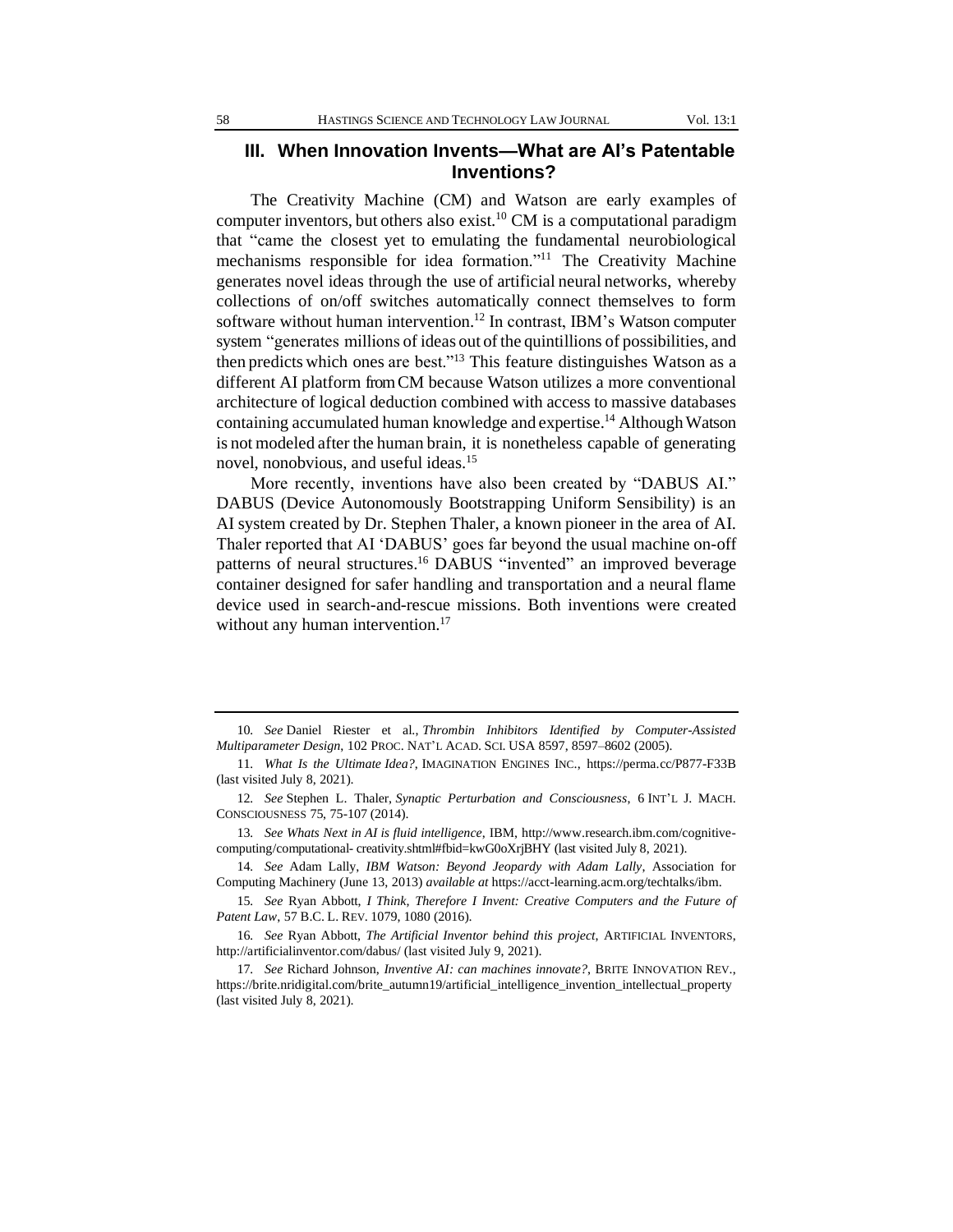## III. When Innovation Invents—What are AI's Patentable Inventions?

The Creativity Machine (CM) and Watson are early examples of computer inventors, but others also exist.[10] CM is a computational paradigm that "came the closest yet to emulating the fundamental neurobiological mechanisms responsible for idea formation."[11] The Creativity Machine generates novel ideas through the use of artificial neural networks, whereby collections of on/off switches automatically connect themselves to form software without human intervention.[12] In contrast, IBM's Watson computer system "generates millions of ideas out of the quintillions of possibilities, and then predicts which ones are best."[13] This feature distinguishes Watson as a different AI platform from CM because Watson utilizes a more conventional architecture of logical deduction combined with access to massive databases containing accumulated human knowledge and expertise.[14] Although Watson is not modeled after the human brain, it is nonetheless capable of generating novel, nonobvious, and useful ideas.[15]

More recently, inventions have also been created by "DABUS AI." DABUS (Device Autonomously Bootstrapping Uniform Sensibility) is an AI system created by Dr. Stephen Thaler, a known pioneer in the area of AI. Thaler reported that AI 'DABUS' goes far beyond the usual machine on-off patterns of neural structures.[16] DABUS "invented" an improved beverage container designed for safer handling and transportation and a neural flame device used in search-and-rescue missions. Both inventions were created without any human intervention.[17]

---

10. *See* Daniel Riester et al., *Thrombin Inhibitors Identified by Computer-Assisted Multiparameter Design*, 102 PROC. NAT'L ACAD. SCI. USA 8597, 8597–8602 (2005).

11. *What Is the Ultimate Idea?*, IMAGINATION ENGINES INC., https://perma.cc/P877-F33B (last visited July 8, 2021).

12. *See* Stephen L. Thaler, *Synaptic Perturbation and Consciousness*, 6 INT'L J. MACH. CONSCIOUSNESS 75, 75-107 (2014).

13. *See Whats Next in AI is fluid intelligence*, IBM, http://www.research.ibm.com/cognitive-computing/computational- creativity.shtml#fbid=kwG0oXrjBHY (last visited July 8, 2021).

14. *See* Adam Lally, *IBM Watson: Beyond Jeopardy with Adam Lally*, Association for Computing Machinery (June 13, 2013) *available at* https://acct-learning.acm.org/techtalks/ibm.

15. *See* Ryan Abbott, *I Think, Therefore I Invent: Creative Computers and the Future of Patent Law*, 57 B.C. L. REV. 1079, 1080 (2016).

16. *See* Ryan Abbott, *The Artificial Inventor behind this project*, ARTIFICIAL INVENTORS, http://artificialinventor.com/dabus/ (last visited July 9, 2021).

17. *See* Richard Johnson, *Inventive AI: can machines innovate?*, BRITE INNOVATION REV., https://brite.nridigital.com/brite_autumn19/artificial_intelligence_invention_intellectual_property (last visited July 8, 2021).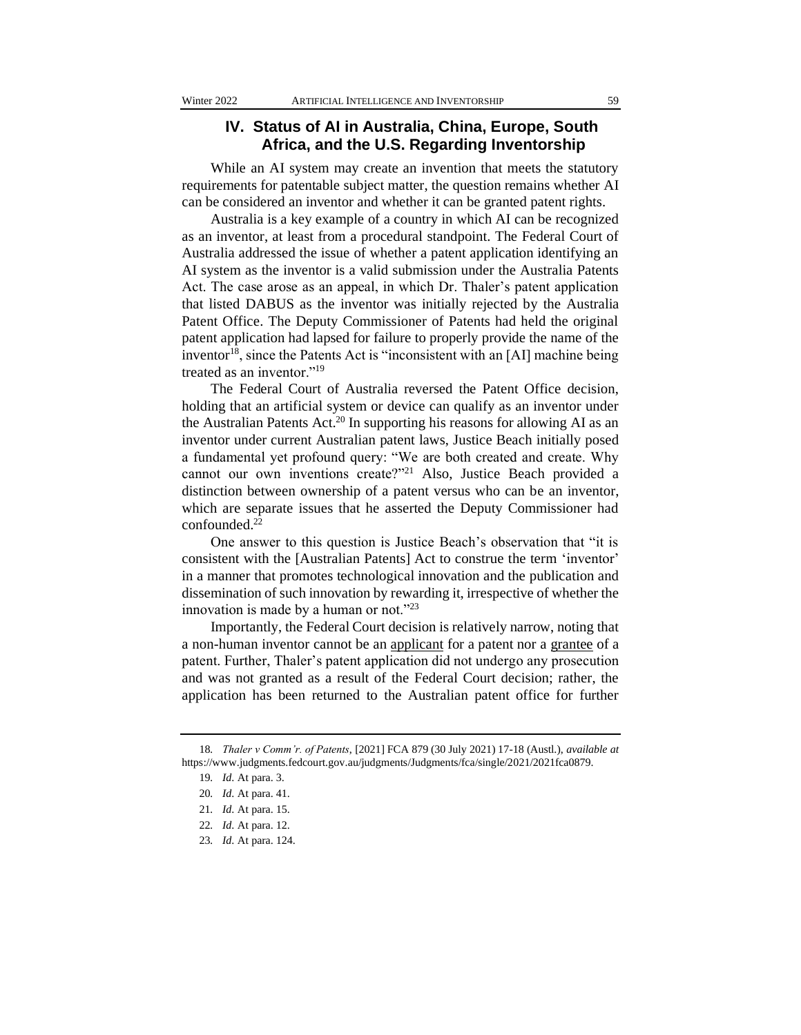## IV. Status of AI in Australia, China, Europe, South Africa, and the U.S. Regarding Inventorship

While an AI system may create an invention that meets the statutory requirements for patentable subject matter, the question remains whether AI can be considered an inventor and whether it can be granted patent rights.

Australia is a key example of a country in which AI can be recognized as an inventor, at least from a procedural standpoint. The Federal Court of Australia addressed the issue of whether a patent application identifying an AI system as the inventor is a valid submission under the Australia Patents Act. The case arose as an appeal, in which Dr. Thaler's patent application that listed DABUS as the inventor was initially rejected by the Australia Patent Office. The Deputy Commissioner of Patents had held the original patent application had lapsed for failure to properly provide the name of the inventor[18], since the Patents Act is "inconsistent with an [AI] machine being treated as an inventor."[19]

The Federal Court of Australia reversed the Patent Office decision, holding that an artificial system or device can qualify as an inventor under the Australian Patents Act.[20] In supporting his reasons for allowing AI as an inventor under current Australian patent laws, Justice Beach initially posed a fundamental yet profound query: "We are both created and create. Why cannot our own inventions create?"[21] Also, Justice Beach provided a distinction between ownership of a patent versus who can be an inventor, which are separate issues that he asserted the Deputy Commissioner had confounded.[22]

One answer to this question is Justice Beach's observation that "it is consistent with the [Australian Patents] Act to construe the term 'inventor' in a manner that promotes technological innovation and the publication and dissemination of such innovation by rewarding it, irrespective of whether the innovation is made by a human or not."[23]

Importantly, the Federal Court decision is relatively narrow, noting that a non-human inventor cannot be an <u>applicant</u> for a patent nor a <u>grantee</u> of a patent. Further, Thaler's patent application did not undergo any prosecution and was not granted as a result of the Federal Court decision; rather, the application has been returned to the Australian patent office for further

---

18. *Thaler v Comm'r. of Patents*, [2021] FCA 879 (30 July 2021) 17-18 (Austl.), *available at* https://www.judgments.fedcourt.gov.au/judgments/Judgments/fca/single/2021/2021fca0879.

19. *Id.* At para. 3.

20. *Id.* At para. 41.

21. *Id.* At para. 15.

22. *Id.* At para. 12.

23. *Id.* At para. 124.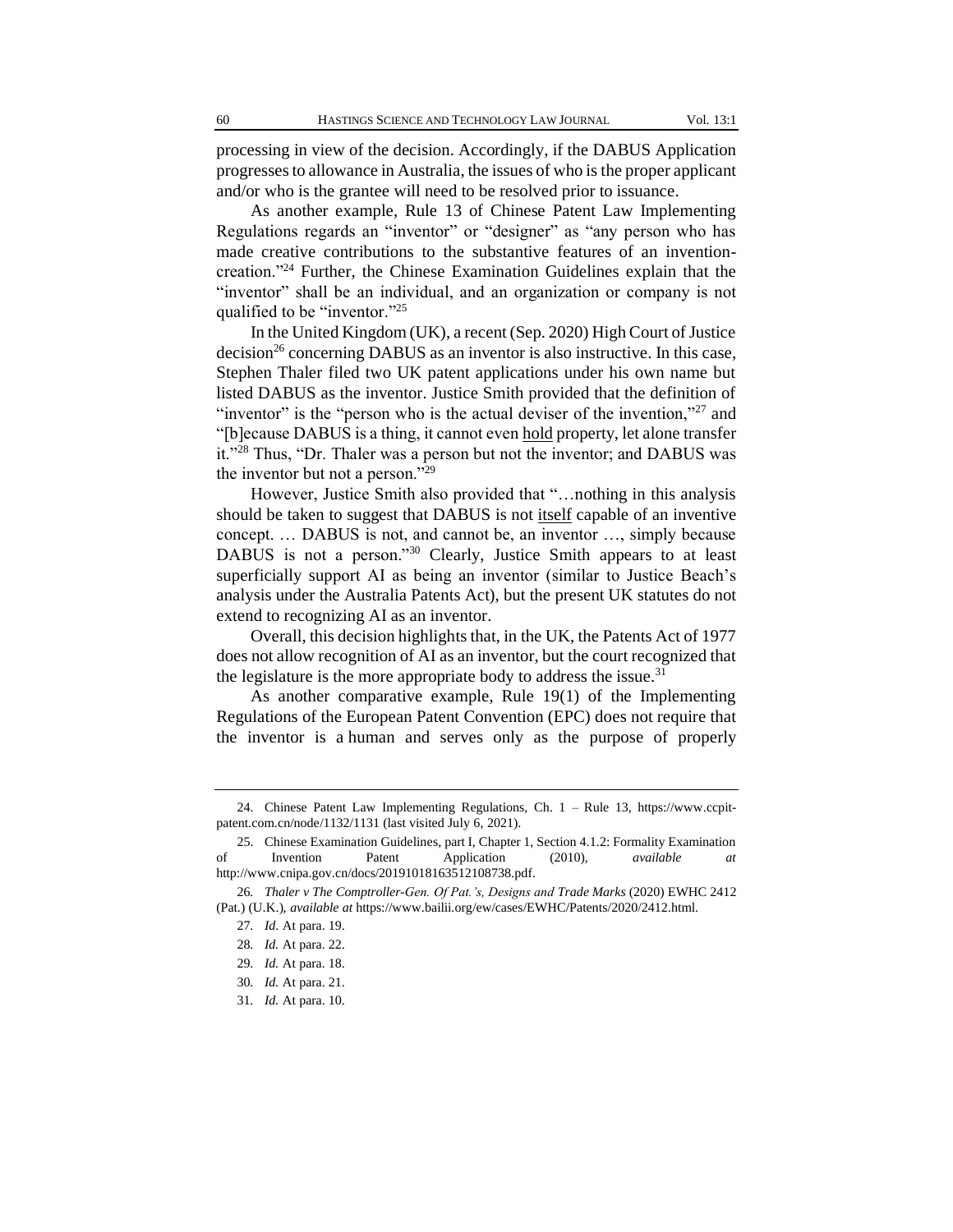processing in view of the decision. Accordingly, if the DABUS Application progresses to allowance in Australia, the issues of who is the proper applicant and/or who is the grantee will need to be resolved prior to issuance.

As another example, Rule 13 of Chinese Patent Law Implementing Regulations regards an "inventor" or "designer" as "any person who has made creative contributions to the substantive features of an invention-creation."[24] Further, the Chinese Examination Guidelines explain that the "inventor" shall be an individual, and an organization or company is not qualified to be "inventor."[25]

In the United Kingdom (UK), a recent (Sep. 2020) High Court of Justice decision[26] concerning DABUS as an inventor is also instructive. In this case, Stephen Thaler filed two UK patent applications under his own name but listed DABUS as the inventor. Justice Smith provided that the definition of "inventor" is the "person who is the actual deviser of the invention,"[27] and "[b]ecause DABUS is a thing, it cannot even <u>hold</u> property, let alone transfer it."[28] Thus, "Dr. Thaler was a person but not the inventor; and DABUS was the inventor but not a person."[29]

However, Justice Smith also provided that "…nothing in this analysis should be taken to suggest that DABUS is not <u>itself</u> capable of an inventive concept. … DABUS is not, and cannot be, an inventor …, simply because DABUS is not a person."[30] Clearly, Justice Smith appears to at least superficially support AI as being an inventor (similar to Justice Beach's analysis under the Australia Patents Act), but the present UK statutes do not extend to recognizing AI as an inventor.

Overall, this decision highlights that, in the UK, the Patents Act of 1977 does not allow recognition of AI as an inventor, but the court recognized that the legislature is the more appropriate body to address the issue.[31]

As another comparative example, Rule 19(1) of the Implementing Regulations of the European Patent Convention (EPC) does not require that the inventor is a human and serves only as the purpose of properly

---

24. Chinese Patent Law Implementing Regulations, Ch. 1 – Rule 13, https://www.ccpit-patent.com.cn/node/1132/1131 (last visited July 6, 2021).

25. Chinese Examination Guidelines, part I, Chapter 1, Section 4.1.2: Formality Examination of Invention Patent Application (2010), *available at* http://www.cnipa.gov.cn/docs/20191018163512108738.pdf.

26. *Thaler v The Comptroller-Gen. Of Pat.'s, Designs and Trade Marks* (2020) EWHC 2412 (Pat.) (U.K.), *available at* https://www.bailii.org/ew/cases/EWHC/Patents/2020/2412.html.

27. *Id.* At para. 19.

28. *Id.* At para. 22.

29. *Id.* At para. 18.

30. *Id.* At para. 21.

31. *Id.* At para. 10.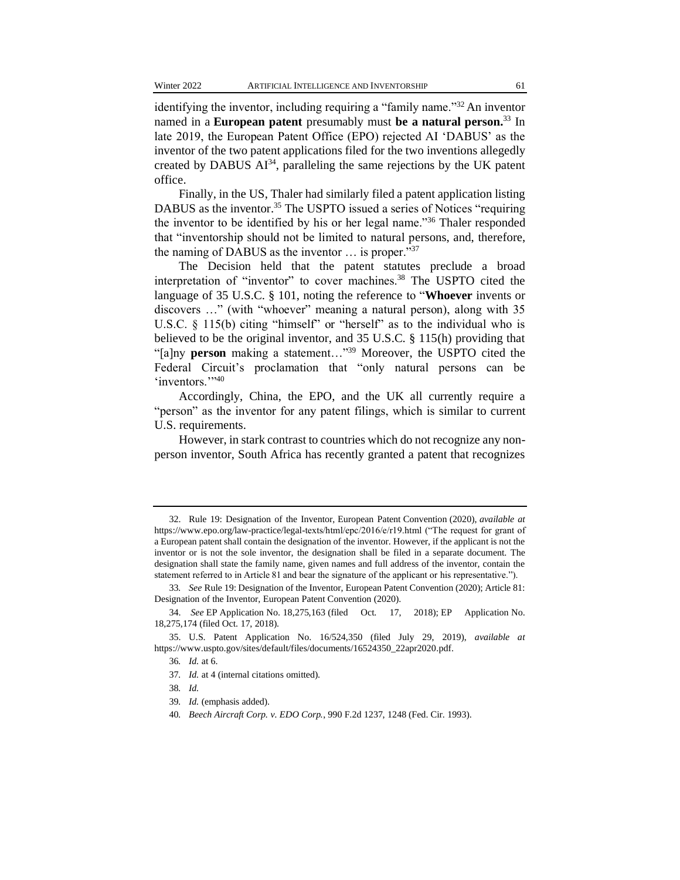identifying the inventor, including requiring a "family name."[32] An inventor named in a **European patent** presumably must **be a natural person.**[33] In late 2019, the European Patent Office (EPO) rejected AI 'DABUS' as the inventor of the two patent applications filed for the two inventions allegedly created by DABUS AI[34], paralleling the same rejections by the UK patent office.

Finally, in the US, Thaler had similarly filed a patent application listing DABUS as the inventor.[35] The USPTO issued a series of Notices "requiring the inventor to be identified by his or her legal name."[36] Thaler responded that "inventorship should not be limited to natural persons, and, therefore, the naming of DABUS as the inventor … is proper."[37]

The Decision held that the patent statutes preclude a broad interpretation of "inventor" to cover machines.[38] The USPTO cited the language of 35 U.S.C. § 101, noting the reference to "**Whoever** invents or discovers …" (with "whoever" meaning a natural person), along with 35 U.S.C. § 115(b) citing "himself" or "herself" as to the individual who is believed to be the original inventor, and 35 U.S.C. § 115(h) providing that "[a]ny **person** making a statement…"[39] Moreover, the USPTO cited the Federal Circuit's proclamation that "only natural persons can be 'inventors.'"[40]

Accordingly, China, the EPO, and the UK all currently require a "person" as the inventor for any patent filings, which is similar to current U.S. requirements.

However, in stark contrast to countries which do not recognize any non-person inventor, South Africa has recently granted a patent that recognizes

---

32. Rule 19: Designation of the Inventor, European Patent Convention (2020), *available at* https://www.epo.org/law-practice/legal-texts/html/epc/2016/e/r19.html ("The request for grant of a European patent shall contain the designation of the inventor. However, if the applicant is not the inventor or is not the sole inventor, the designation shall be filed in a separate document. The designation shall state the family name, given names and full address of the inventor, contain the statement referred to in Article 81 and bear the signature of the applicant or his representative.").

33. *See* Rule 19: Designation of the Inventor, European Patent Convention (2020); Article 81: Designation of the Inventor, European Patent Convention (2020).

34. *See* EP Application No. 18,275,163 (filed Oct. 17, 2018); EP Application No. 18,275,174 (filed Oct. 17, 2018).

35. U.S. Patent Application No. 16/524,350 (filed July 29, 2019), *available at* https://www.uspto.gov/sites/default/files/documents/16524350_22apr2020.pdf.

36. *Id.* at 6.

37. *Id.* at 4 (internal citations omitted).

38. *Id.*

39. *Id.* (emphasis added).

40. *Beech Aircraft Corp. v. EDO Corp.*, 990 F.2d 1237, 1248 (Fed. Cir. 1993).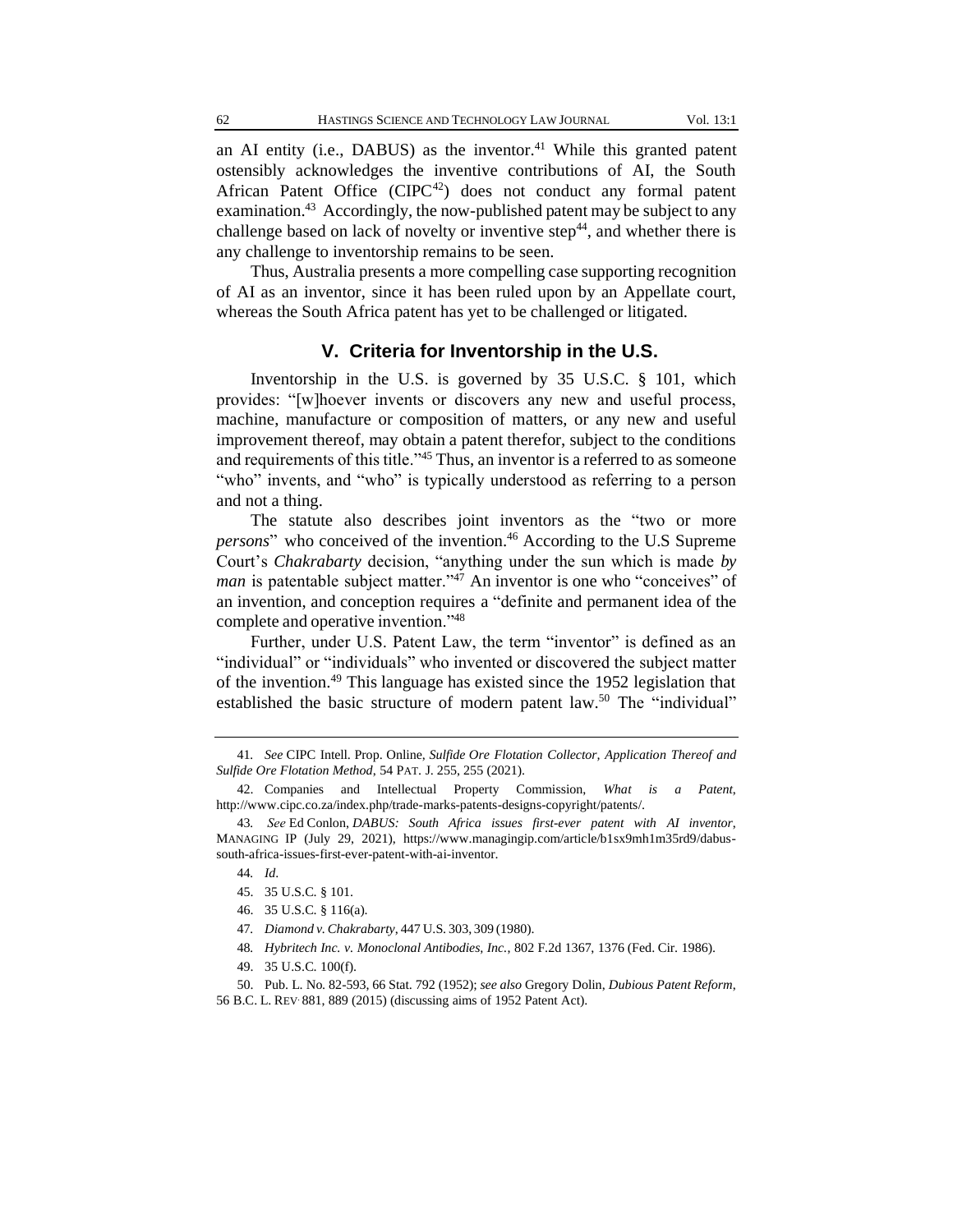an AI entity (i.e., DABUS) as the inventor.[41] While this granted patent ostensibly acknowledges the inventive contributions of AI, the South African Patent Office (CIPC[42]) does not conduct any formal patent examination.[43] Accordingly, the now-published patent may be subject to any challenge based on lack of novelty or inventive step[44], and whether there is any challenge to inventorship remains to be seen.

Thus, Australia presents a more compelling case supporting recognition of AI as an inventor, since it has been ruled upon by an Appellate court, whereas the South Africa patent has yet to be challenged or litigated.

## V. Criteria for Inventorship in the U.S.

Inventorship in the U.S. is governed by 35 U.S.C. § 101, which provides: "[w]hoever invents or discovers any new and useful process, machine, manufacture or composition of matters, or any new and useful improvement thereof, may obtain a patent therefor, subject to the conditions and requirements of this title."[45] Thus, an inventor is a referred to as someone "who" invents, and "who" is typically understood as referring to a person and not a thing.

The statute also describes joint inventors as the "two or more *persons*" who conceived of the invention.[46] According to the U.S Supreme Court's *Chakrabarty* decision, "anything under the sun which is made *by man* is patentable subject matter."[47] An inventor is one who "conceives" of an invention, and conception requires a "definite and permanent idea of the complete and operative invention."[48]

Further, under U.S. Patent Law, the term "inventor" is defined as an "individual" or "individuals" who invented or discovered the subject matter of the invention.[49] This language has existed since the 1952 legislation that established the basic structure of modern patent law.[50] The "individual"

---

41. *See* CIPC Intell. Prop. Online, *Sulfide Ore Flotation Collector, Application Thereof and Sulfide Ore Flotation Method*, 54 PAT. J. 255, 255 (2021).

42. Companies and Intellectual Property Commission, *What is a Patent*, http://www.cipc.co.za/index.php/trade-marks-patents-designs-copyright/patents/.

43. *See* Ed Conlon, *DABUS: South Africa issues first-ever patent with AI inventor*, MANAGING IP (July 29, 2021), https://www.managingip.com/article/b1sx9mh1m35rd9/dabus-south-africa-issues-first-ever-patent-with-ai-inventor.

44. *Id*.

45. 35 U.S.C. § 101.

46. 35 U.S.C. § 116(a).

47. *Diamond v. Chakrabarty*, 447 U.S. 303, 309 (1980).

48. *Hybritech Inc. v. Monoclonal Antibodies, Inc.*, 802 F.2d 1367, 1376 (Fed. Cir. 1986).

49. 35 U.S.C. 100(f).

50. Pub. L. No. 82-593, 66 Stat. 792 (1952); *see also* Gregory Dolin, *Dubious Patent Reform*, 56 B.C. L. REV. 881, 889 (2015) (discussing aims of 1952 Patent Act).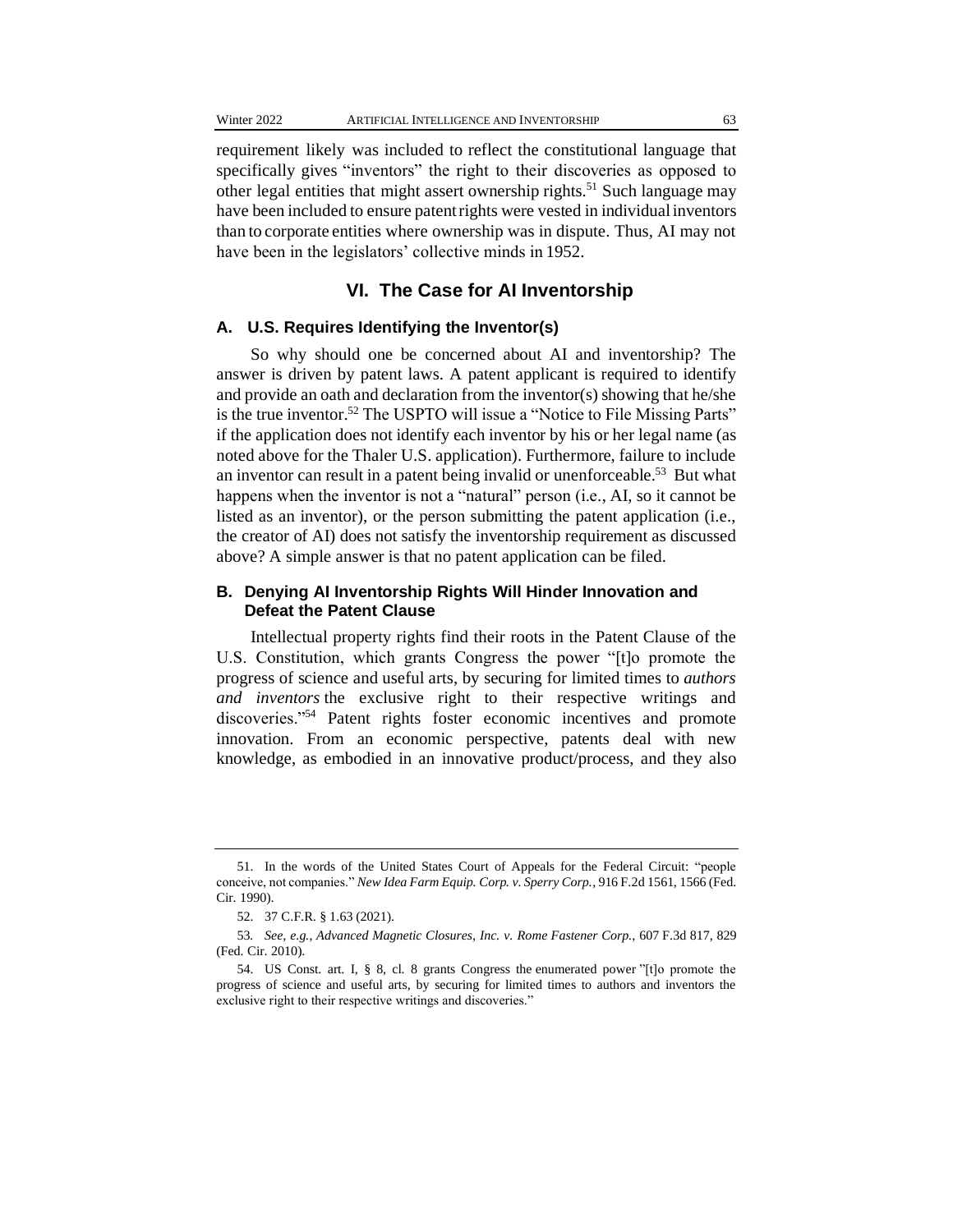requirement likely was included to reflect the constitutional language that specifically gives "inventors" the right to their discoveries as opposed to other legal entities that might assert ownership rights.[51] Such language may have been included to ensure patent rights were vested in individual inventors than to corporate entities where ownership was in dispute. Thus, AI may not have been in the legislators' collective minds in 1952.

## VI. The Case for AI Inventorship

### A. U.S. Requires Identifying the Inventor(s)

So why should one be concerned about AI and inventorship? The answer is driven by patent laws. A patent applicant is required to identify and provide an oath and declaration from the inventor(s) showing that he/she is the true inventor.[52] The USPTO will issue a "Notice to File Missing Parts" if the application does not identify each inventor by his or her legal name (as noted above for the Thaler U.S. application). Furthermore, failure to include an inventor can result in a patent being invalid or unenforceable.[53] But what happens when the inventor is not a "natural" person (i.e., AI, so it cannot be listed as an inventor), or the person submitting the patent application (i.e., the creator of AI) does not satisfy the inventorship requirement as discussed above? A simple answer is that no patent application can be filed.

### B. Denying AI Inventorship Rights Will Hinder Innovation and Defeat the Patent Clause

Intellectual property rights find their roots in the Patent Clause of the U.S. Constitution, which grants Congress the power "[t]o promote the progress of science and useful arts, by securing for limited times to *authors and inventors* the exclusive right to their respective writings and discoveries."[54] Patent rights foster economic incentives and promote innovation. From an economic perspective, patents deal with new knowledge, as embodied in an innovative product/process, and they also

---

51. In the words of the United States Court of Appeals for the Federal Circuit: "people conceive, not companies." *New Idea Farm Equip. Corp. v. Sperry Corp.*, 916 F.2d 1561, 1566 (Fed. Cir. 1990).

52. 37 C.F.R. § 1.63 (2021).

53. *See, e.g.*, *Advanced Magnetic Closures, Inc. v. Rome Fastener Corp.*, 607 F.3d 817, 829 (Fed. Cir. 2010).

54. US Const. art. I, § 8, cl. 8 grants Congress the enumerated power "[t]o promote the progress of science and useful arts, by securing for limited times to authors and inventors the exclusive right to their respective writings and discoveries."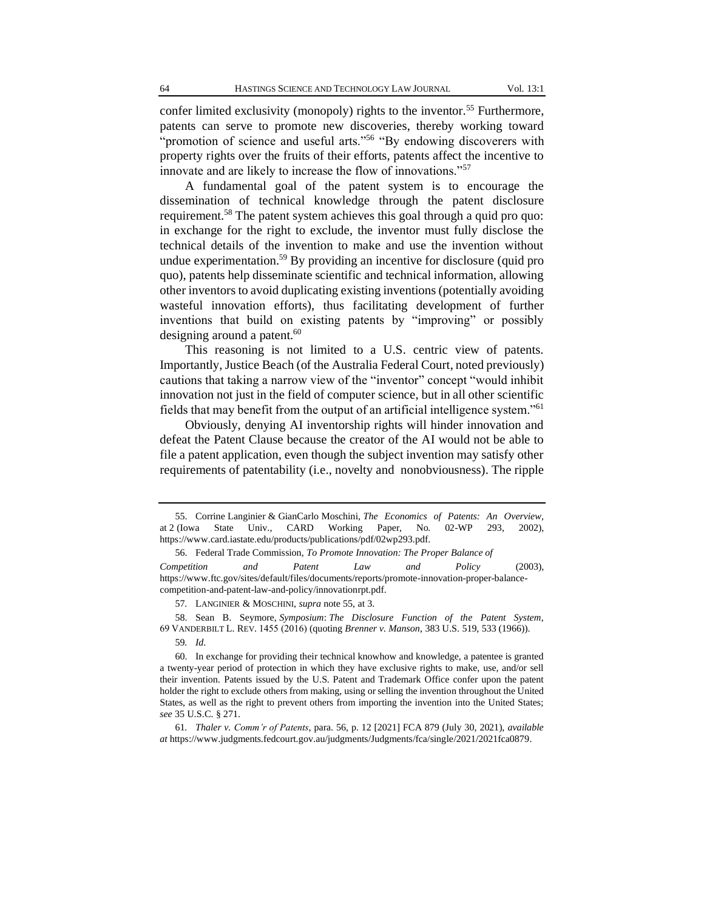confer limited exclusivity (monopoly) rights to the inventor.[55] Furthermore, patents can serve to promote new discoveries, thereby working toward "promotion of science and useful arts."[56] "By endowing discoverers with property rights over the fruits of their efforts, patents affect the incentive to innovate and are likely to increase the flow of innovations."[57]

A fundamental goal of the patent system is to encourage the dissemination of technical knowledge through the patent disclosure requirement.[58] The patent system achieves this goal through a quid pro quo: in exchange for the right to exclude, the inventor must fully disclose the technical details of the invention to make and use the invention without undue experimentation.[59] By providing an incentive for disclosure (quid pro quo), patents help disseminate scientific and technical information, allowing other inventors to avoid duplicating existing inventions (potentially avoiding wasteful innovation efforts), thus facilitating development of further inventions that build on existing patents by "improving" or possibly designing around a patent.[60]

This reasoning is not limited to a U.S. centric view of patents. Importantly, Justice Beach (of the Australia Federal Court, noted previously) cautions that taking a narrow view of the "inventor" concept "would inhibit innovation not just in the field of computer science, but in all other scientific fields that may benefit from the output of an artificial intelligence system."[61]

Obviously, denying AI inventorship rights will hinder innovation and defeat the Patent Clause because the creator of the AI would not be able to file a patent application, even though the subject invention may satisfy other requirements of patentability (i.e., novelty and nonobviousness). The ripple

---

55. Corrine Langinier & GianCarlo Moschini, *The Economics of Patents: An Overview*, at 2 (Iowa State Univ., CARD Working Paper, No. 02-WP 293, 2002), https://www.card.iastate.edu/products/publications/pdf/02wp293.pdf.

56. Federal Trade Commission, *To Promote Innovation: The Proper Balance of Competition and Patent Law and Policy* (2003), https://www.ftc.gov/sites/default/files/documents/reports/promote-innovation-proper-balance-competition-and-patent-law-and-policy/innovationrpt.pdf.

57. LANGINIER & MOSCHINI, *supra* note 55, at 3.

58. Sean B. Seymore, *Symposium*: *The Disclosure Function of the Patent System*, 69 VANDERBILT L. REV. 1455 (2016) (quoting *Brenner v. Manson*, 383 U.S. 519, 533 (1966)).

59. *Id.*

60. In exchange for providing their technical knowhow and knowledge, a patentee is granted a twenty-year period of protection in which they have exclusive rights to make, use, and/or sell their invention. Patents issued by the U.S. Patent and Trademark Office confer upon the patent holder the right to exclude others from making, using or selling the invention throughout the United States, as well as the right to prevent others from importing the invention into the United States; *see* 35 U.S.C. § 271.

61. *Thaler v. Comm'r of Patents*, para. 56, p. 12 [2021] FCA 879 (July 30, 2021), *available at* https://www.judgments.fedcourt.gov.au/judgments/Judgments/fca/single/2021/2021fca0879.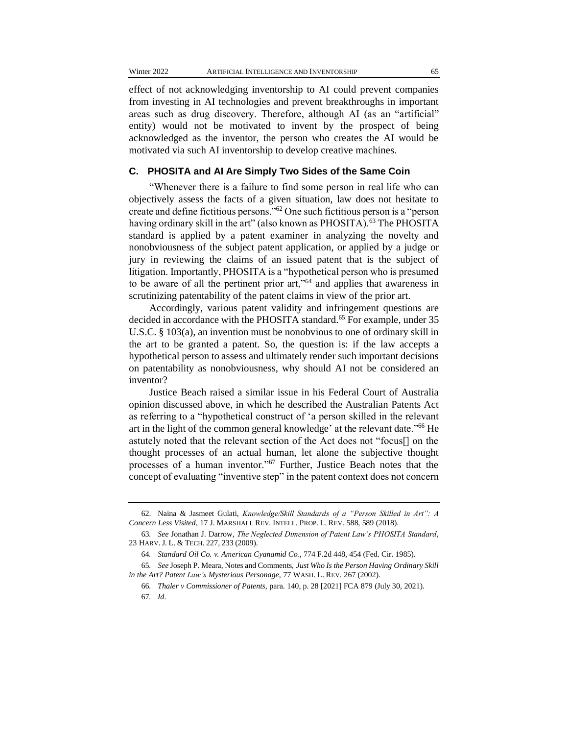effect of not acknowledging inventorship to AI could prevent companies from investing in AI technologies and prevent breakthroughs in important areas such as drug discovery. Therefore, although AI (as an "artificial" entity) would not be motivated to invent by the prospect of being acknowledged as the inventor, the person who creates the AI would be motivated via such AI inventorship to develop creative machines.

### C. PHOSITA and AI Are Simply Two Sides of the Same Coin

"Whenever there is a failure to find some person in real life who can objectively assess the facts of a given situation, law does not hesitate to create and define fictitious persons."[62] One such fictitious person is a "person having ordinary skill in the art" (also known as PHOSITA).[63] The PHOSITA standard is applied by a patent examiner in analyzing the novelty and nonobviousness of the subject patent application, or applied by a judge or jury in reviewing the claims of an issued patent that is the subject of litigation. Importantly, PHOSITA is a "hypothetical person who is presumed to be aware of all the pertinent prior art,"[64] and applies that awareness in scrutinizing patentability of the patent claims in view of the prior art.

Accordingly, various patent validity and infringement questions are decided in accordance with the PHOSITA standard.[65] For example, under 35 U.S.C. § 103(a), an invention must be nonobvious to one of ordinary skill in the art to be granted a patent. So, the question is: if the law accepts a hypothetical person to assess and ultimately render such important decisions on patentability as nonobviousness, why should AI not be considered an inventor?

Justice Beach raised a similar issue in his Federal Court of Australia opinion discussed above, in which he described the Australian Patents Act as referring to a "hypothetical construct of 'a person skilled in the relevant art in the light of the common general knowledge' at the relevant date."[66] He astutely noted that the relevant section of the Act does not "focus[] on the thought processes of an actual human, let alone the subjective thought processes of a human inventor."[67] Further, Justice Beach notes that the concept of evaluating "inventive step" in the patent context does not concern

---

62. Naina & Jasmeet Gulati, *Knowledge/Skill Standards of a "Person Skilled in Art": A Concern Less Visited*, 17 J. MARSHALL REV. INTELL. PROP. L. REV. 588, 589 (2018).

63. *See* Jonathan J. Darrow, *The Neglected Dimension of Patent Law's PHOSITA Standard*, 23 HARV. J. L. & TECH. 227, 233 (2009).

64. *Standard Oil Co. v. American Cyanamid Co.*, 774 F.2d 448, 454 (Fed. Cir. 1985).

65. *See* Joseph P. Meara, Notes and Comments, *Just Who Is the Person Having Ordinary Skill in the Art? Patent Law's Mysterious Personage*, 77 WASH. L. REV. 267 (2002).

66. *Thaler v Commissioner of Patents*, para. 140, p. 28 [2021] FCA 879 (July 30, 2021).

67. *Id*.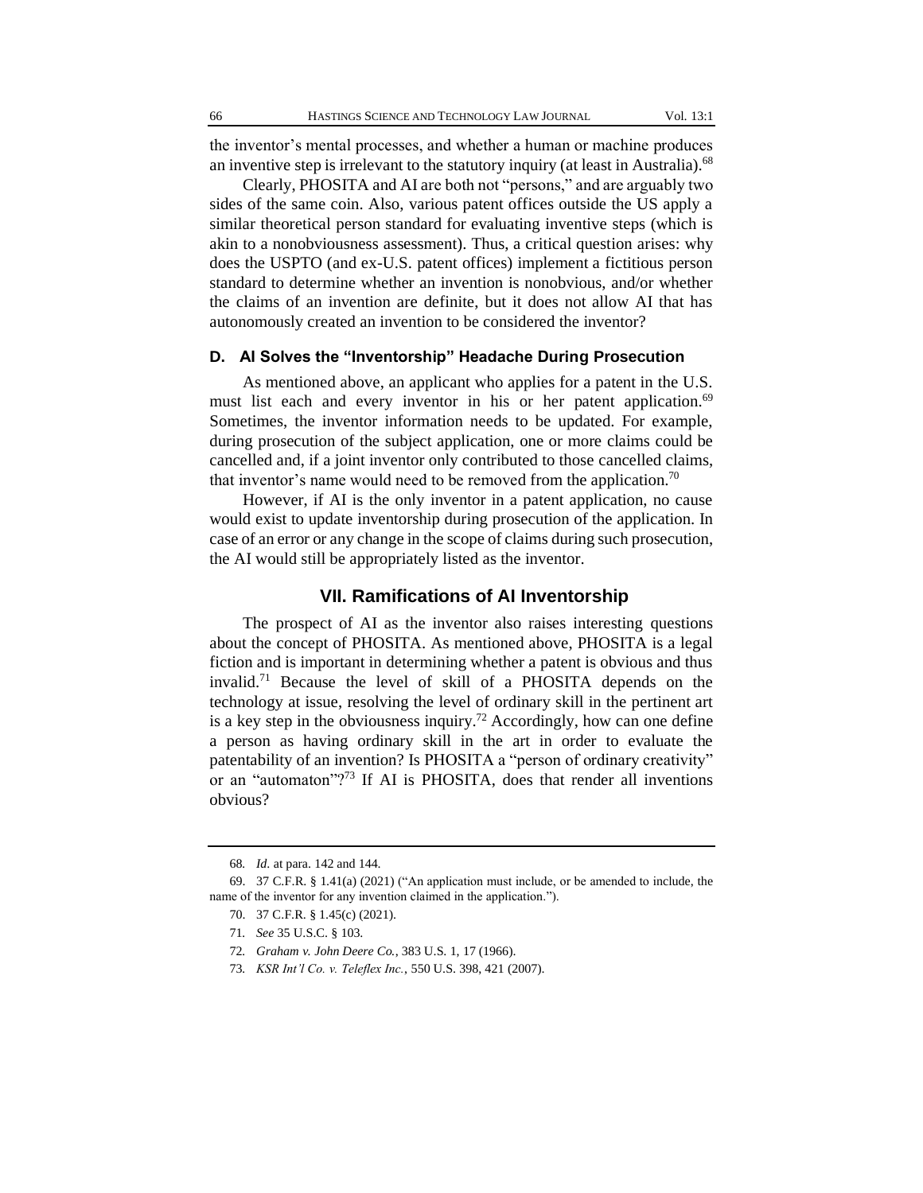the inventor's mental processes, and whether a human or machine produces an inventive step is irrelevant to the statutory inquiry (at least in Australia).[68]

Clearly, PHOSITA and AI are both not "persons," and are arguably two sides of the same coin. Also, various patent offices outside the US apply a similar theoretical person standard for evaluating inventive steps (which is akin to a nonobviousness assessment). Thus, a critical question arises: why does the USPTO (and ex-U.S. patent offices) implement a fictitious person standard to determine whether an invention is nonobvious, and/or whether the claims of an invention are definite, but it does not allow AI that has autonomously created an invention to be considered the inventor?

### D. AI Solves the "Inventorship" Headache During Prosecution

As mentioned above, an applicant who applies for a patent in the U.S. must list each and every inventor in his or her patent application.[69] Sometimes, the inventor information needs to be updated. For example, during prosecution of the subject application, one or more claims could be cancelled and, if a joint inventor only contributed to those cancelled claims, that inventor's name would need to be removed from the application.[70]

However, if AI is the only inventor in a patent application, no cause would exist to update inventorship during prosecution of the application. In case of an error or any change in the scope of claims during such prosecution, the AI would still be appropriately listed as the inventor.

## VII. Ramifications of AI Inventorship

The prospect of AI as the inventor also raises interesting questions about the concept of PHOSITA. As mentioned above, PHOSITA is a legal fiction and is important in determining whether a patent is obvious and thus invalid.[71] Because the level of skill of a PHOSITA depends on the technology at issue, resolving the level of ordinary skill in the pertinent art is a key step in the obviousness inquiry.[72] Accordingly, how can one define a person as having ordinary skill in the art in order to evaluate the patentability of an invention? Is PHOSITA a "person of ordinary creativity" or an "automaton"?[73] If AI is PHOSITA, does that render all inventions obvious?

---

68. *Id*. at para. 142 and 144.

69. 37 C.F.R. § 1.41(a) (2021) ("An application must include, or be amended to include, the name of the inventor for any invention claimed in the application.").

70. 37 C.F.R. § 1.45(c) (2021).

71. *See* 35 U.S.C. § 103.

72. *Graham v. John Deere Co.*, 383 U.S. 1, 17 (1966).

73. *KSR Int'l Co. v. Teleflex Inc.*, 550 U.S. 398, 421 (2007).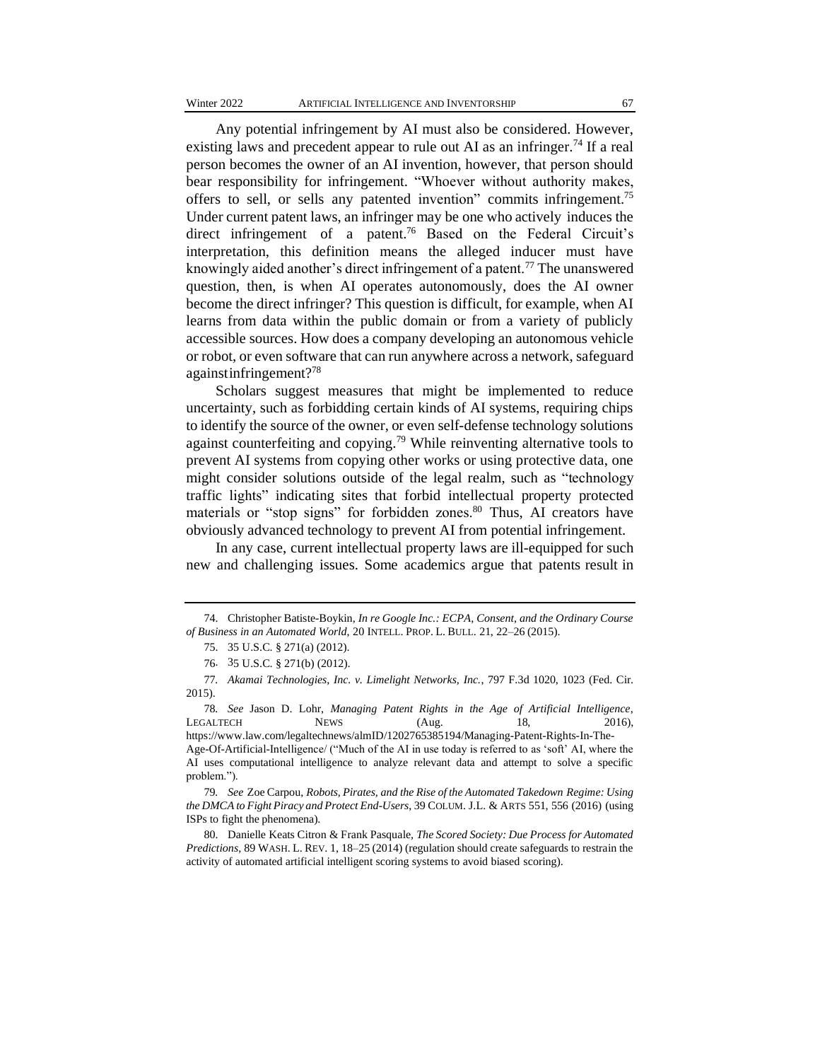Any potential infringement by AI must also be considered. However, existing laws and precedent appear to rule out AI as an infringer.[74] If a real person becomes the owner of an AI invention, however, that person should bear responsibility for infringement. "Whoever without authority makes, offers to sell, or sells any patented invention" commits infringement.[75] Under current patent laws, an infringer may be one who actively induces the direct infringement of a patent.[76] Based on the Federal Circuit's interpretation, this definition means the alleged inducer must have knowingly aided another's direct infringement of a patent.[77] The unanswered question, then, is when AI operates autonomously, does the AI owner become the direct infringer? This question is difficult, for example, when AI learns from data within the public domain or from a variety of publicly accessible sources. How does a company developing an autonomous vehicle or robot, or even software that can run anywhere across a network, safeguard againstinfringement?[78]

Scholars suggest measures that might be implemented to reduce uncertainty, such as forbidding certain kinds of AI systems, requiring chips to identify the source of the owner, or even self-defense technology solutions against counterfeiting and copying.[79] While reinventing alternative tools to prevent AI systems from copying other works or using protective data, one might consider solutions outside of the legal realm, such as "technology traffic lights" indicating sites that forbid intellectual property protected materials or "stop signs" for forbidden zones.[80] Thus, AI creators have obviously advanced technology to prevent AI from potential infringement.

In any case, current intellectual property laws are ill-equipped for such new and challenging issues. Some academics argue that patents result in

---

74. Christopher Batiste-Boykin, *In re Google Inc.: ECPA, Consent, and the Ordinary Course of Business in an Automated World*, 20 INTELL. PROP. L. BULL. 21, 22–26 (2015).

75. 35 U.S.C. § 271(a) (2012).

76. 35 U.S.C. § 271(b) (2012).

77. *Akamai Technologies, Inc. v. Limelight Networks, Inc.*, 797 F.3d 1020, 1023 (Fed. Cir. 2015).

78. *See* Jason D. Lohr, *Managing Patent Rights in the Age of Artificial Intelligence*, LEGALTECH NEWS (Aug. 18, 2016), https://www.law.com/legaltechnews/almID/1202765385194/Managing-Patent-Rights-In-The-Age-Of-Artificial-Intelligence/ ("Much of the AI in use today is referred to as 'soft' AI, where the AI uses computational intelligence to analyze relevant data and attempt to solve a specific problem.").

79. *See* Zoe Carpou, *Robots, Pirates, and the Rise of the Automated Takedown Regime: Using the DMCA to Fight Piracy and Protect End-Users*, 39 COLUM. J.L. & ARTS 551, 556 (2016) (using ISPs to fight the phenomena).

80. Danielle Keats Citron & Frank Pasquale, *The Scored Society: Due Process for Automated Predictions*, 89 WASH. L. REV. 1, 18–25 (2014) (regulation should create safeguards to restrain the activity of automated artificial intelligent scoring systems to avoid biased scoring).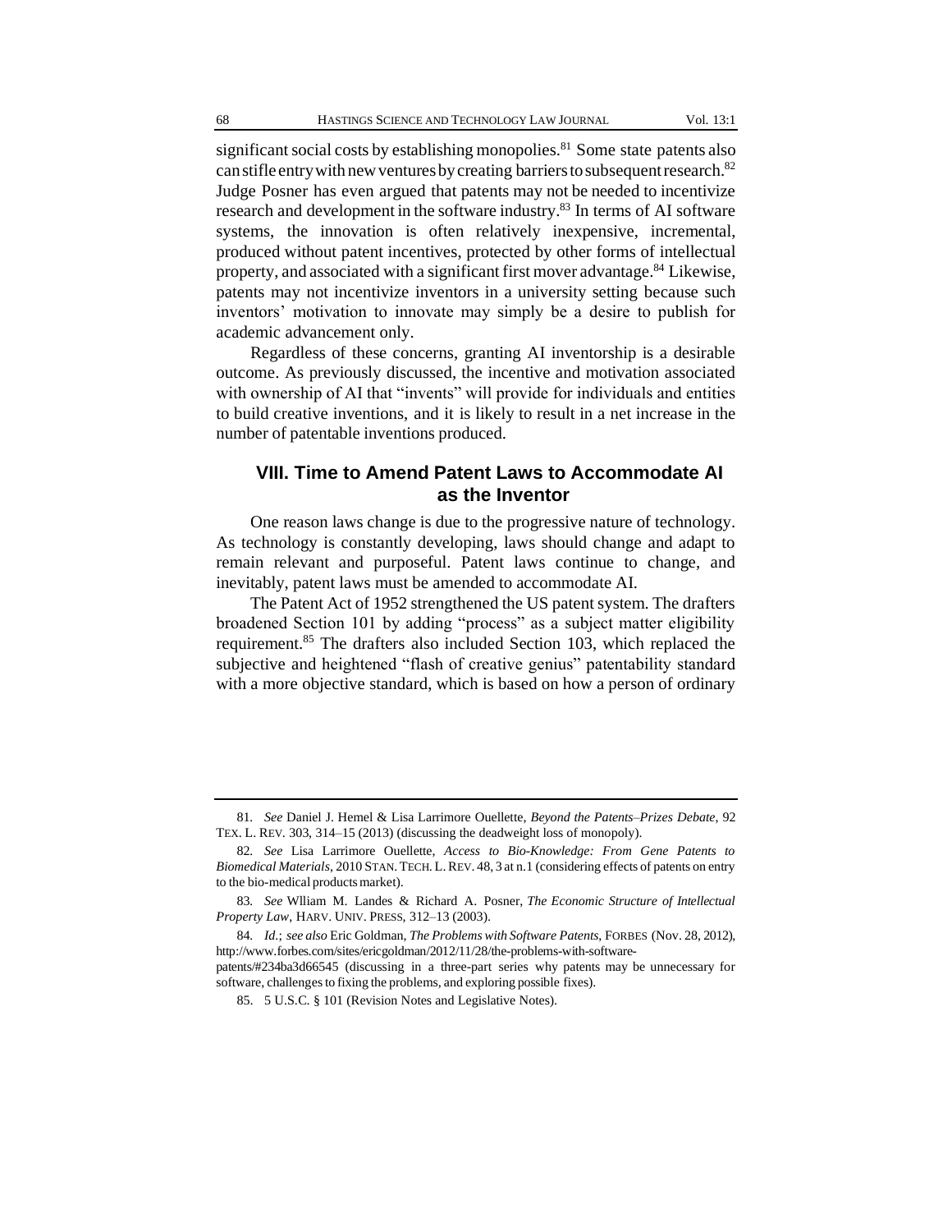significant social costs by establishing monopolies.[81] Some state patents also can stifle entry with new ventures by creating barriers to subsequent research.[82] Judge Posner has even argued that patents may not be needed to incentivize research and development in the software industry.[83] In terms of AI software systems, the innovation is often relatively inexpensive, incremental, produced without patent incentives, protected by other forms of intellectual property, and associated with a significant first mover advantage.[84] Likewise, patents may not incentivize inventors in a university setting because such inventors' motivation to innovate may simply be a desire to publish for academic advancement only.

Regardless of these concerns, granting AI inventorship is a desirable outcome. As previously discussed, the incentive and motivation associated with ownership of AI that "invents" will provide for individuals and entities to build creative inventions, and it is likely to result in a net increase in the number of patentable inventions produced.

## VIII. Time to Amend Patent Laws to Accommodate AI as the Inventor

One reason laws change is due to the progressive nature of technology. As technology is constantly developing, laws should change and adapt to remain relevant and purposeful. Patent laws continue to change, and inevitably, patent laws must be amended to accommodate AI.

The Patent Act of 1952 strengthened the US patent system. The drafters broadened Section 101 by adding "process" as a subject matter eligibility requirement.[85] The drafters also included Section 103, which replaced the subjective and heightened "flash of creative genius" patentability standard with a more objective standard, which is based on how a person of ordinary

---

81. *See* Daniel J. Hemel & Lisa Larrimore Ouellette, *Beyond the Patents–Prizes Debate*, 92 TEX. L. REV. 303, 314–15 (2013) (discussing the deadweight loss of monopoly).

82. *See* Lisa Larrimore Ouellette, *Access to Bio-Knowledge: From Gene Patents to Biomedical Materials*, 2010 STAN. TECH. L. REV. 48, 3 at n.1 (considering effects of patents on entry to the bio-medical products market).

83. *See* Wlliam M. Landes & Richard A. Posner, *The Economic Structure of Intellectual Property Law*, HARV. UNIV. PRESS, 312–13 (2003).

84. *Id.*; *see also* Eric Goldman, *The Problems with Software Patents*, FORBES (Nov. 28, 2012), http://www.forbes.com/sites/ericgoldman/2012/11/28/the-problems-with-software-patents/#234ba3d66545 (discussing in a three-part series why patents may be unnecessary for software, challenges to fixing the problems, and exploring possible fixes).

85. 5 U.S.C. § 101 (Revision Notes and Legislative Notes).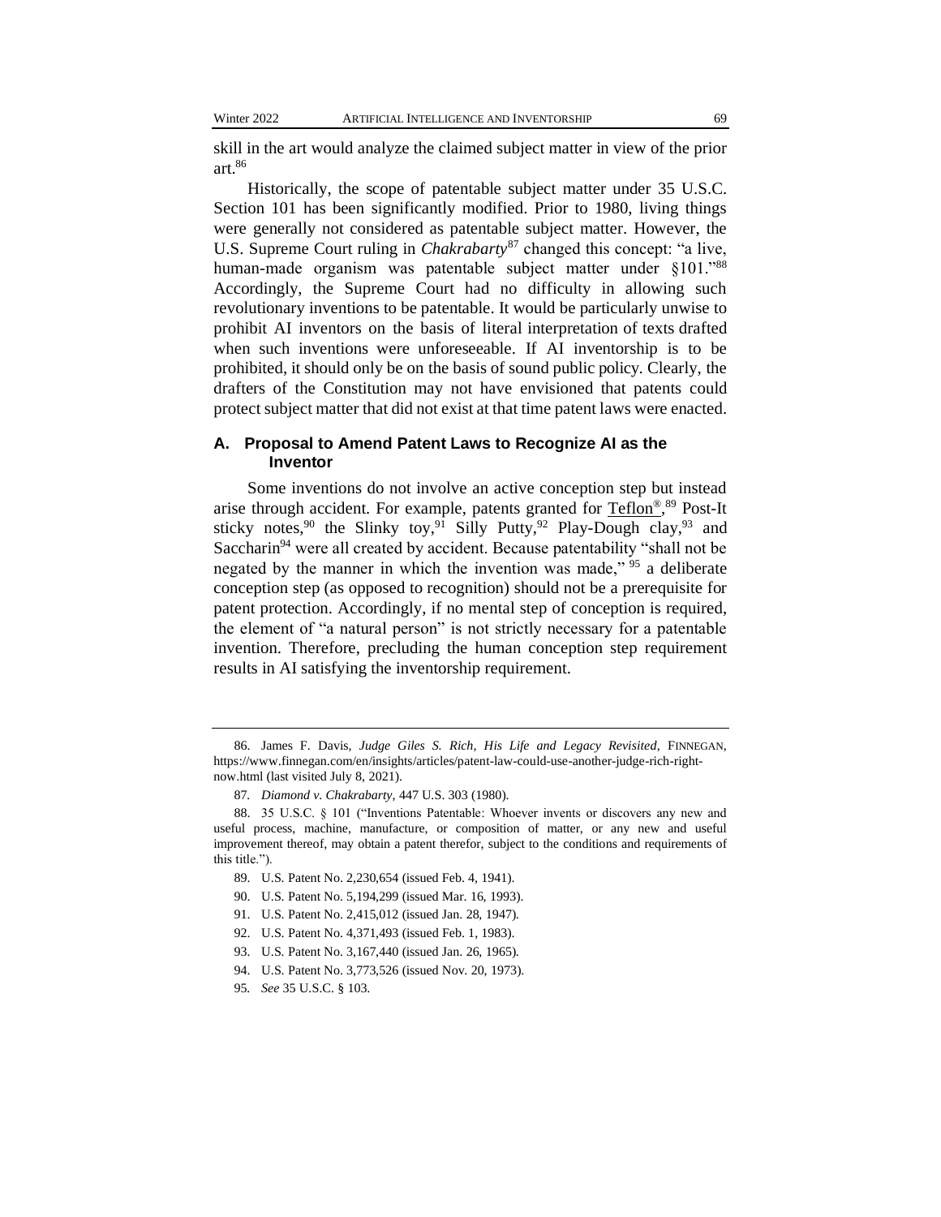skill in the art would analyze the claimed subject matter in view of the prior art.[86]

Historically, the scope of patentable subject matter under 35 U.S.C. Section 101 has been significantly modified. Prior to 1980, living things were generally not considered as patentable subject matter. However, the U.S. Supreme Court ruling in *Chakrabarty*[87] changed this concept: "a live, human-made organism was patentable subject matter under §101."[88] Accordingly, the Supreme Court had no difficulty in allowing such revolutionary inventions to be patentable. It would be particularly unwise to prohibit AI inventors on the basis of literal interpretation of texts drafted when such inventions were unforeseeable. If AI inventorship is to be prohibited, it should only be on the basis of sound public policy. Clearly, the drafters of the Constitution may not have envisioned that patents could protect subject matter that did not exist at that time patent laws were enacted.

## A. Proposal to Amend Patent Laws to Recognize AI as the Inventor

Some inventions do not involve an active conception step but instead arise through accident. For example, patents granted for Teflon®,[89] Post-It sticky notes,[90] the Slinky toy,[91] Silly Putty,[92] Play-Dough clay,[93] and Saccharin[94] were all created by accident. Because patentability "shall not be negated by the manner in which the invention was made,"[95] a deliberate conception step (as opposed to recognition) should not be a prerequisite for patent protection. Accordingly, if no mental step of conception is required, the element of "a natural person" is not strictly necessary for a patentable invention. Therefore, precluding the human conception step requirement results in AI satisfying the inventorship requirement.

---

86. James F. Davis, *Judge Giles S. Rich, His Life and Legacy Revisited*, FINNEGAN, https://www.finnegan.com/en/insights/articles/patent-law-could-use-another-judge-rich-right-now.html (last visited July 8, 2021).

87. *Diamond v. Chakrabarty*, 447 U.S. 303 (1980).

88. 35 U.S.C. § 101 ("Inventions Patentable: Whoever invents or discovers any new and useful process, machine, manufacture, or composition of matter, or any new and useful improvement thereof, may obtain a patent therefor, subject to the conditions and requirements of this title.").

89. U.S. Patent No. 2,230,654 (issued Feb. 4, 1941).

90. U.S. Patent No. 5,194,299 (issued Mar. 16, 1993).

91. U.S. Patent No. 2,415,012 (issued Jan. 28, 1947).

92. U.S. Patent No. 4,371,493 (issued Feb. 1, 1983).

93. U.S. Patent No. 3,167,440 (issued Jan. 26, 1965).

94. U.S. Patent No. 3,773,526 (issued Nov. 20, 1973).

95. *See* 35 U.S.C. § 103.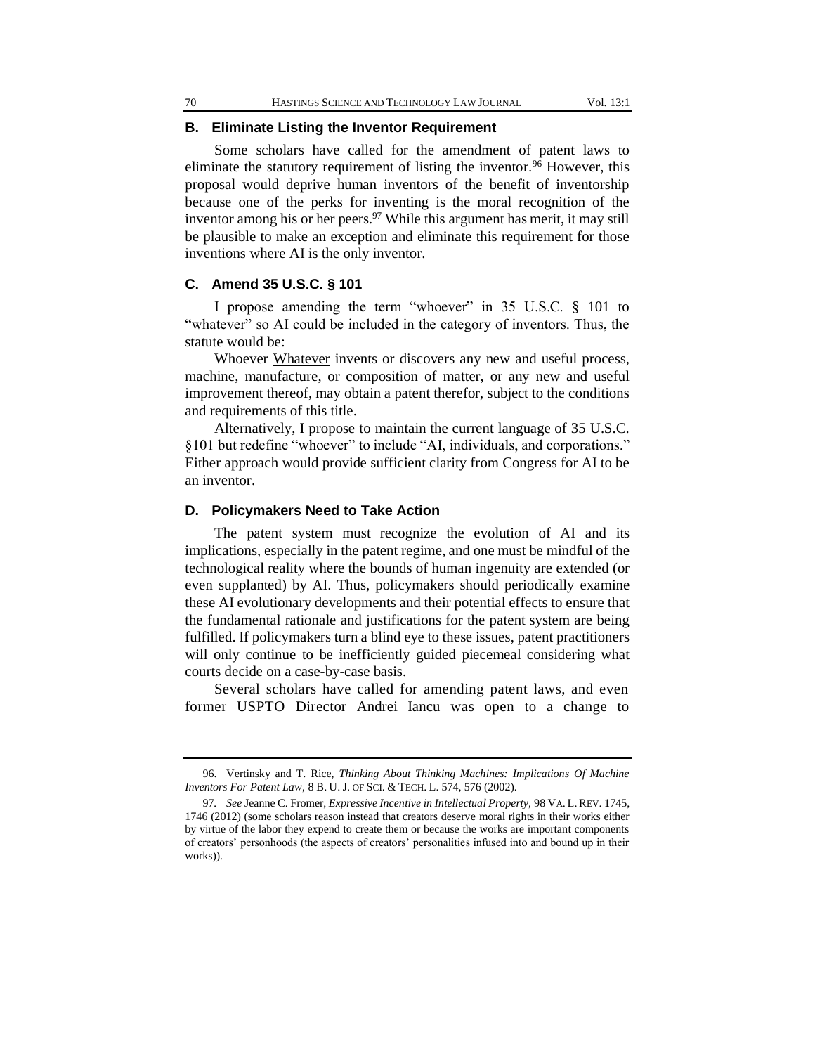### B. Eliminate Listing the Inventor Requirement

Some scholars have called for the amendment of patent laws to eliminate the statutory requirement of listing the inventor.[96] However, this proposal would deprive human inventors of the benefit of inventorship because one of the perks for inventing is the moral recognition of the inventor among his or her peers.[97] While this argument has merit, it may still be plausible to make an exception and eliminate this requirement for those inventions where AI is the only inventor.

### C. Amend 35 U.S.C. § 101

I propose amending the term "whoever" in 35 U.S.C. § 101 to "whatever" so AI could be included in the category of inventors. Thus, the statute would be:

~~Whoever~~ <u>Whatever</u> invents or discovers any new and useful process, machine, manufacture, or composition of matter, or any new and useful improvement thereof, may obtain a patent therefor, subject to the conditions and requirements of this title.

Alternatively, I propose to maintain the current language of 35 U.S.C. §101 but redefine "whoever" to include "AI, individuals, and corporations." Either approach would provide sufficient clarity from Congress for AI to be an inventor.

### D. Policymakers Need to Take Action

The patent system must recognize the evolution of AI and its implications, especially in the patent regime, and one must be mindful of the technological reality where the bounds of human ingenuity are extended (or even supplanted) by AI. Thus, policymakers should periodically examine these AI evolutionary developments and their potential effects to ensure that the fundamental rationale and justifications for the patent system are being fulfilled. If policymakers turn a blind eye to these issues, patent practitioners will only continue to be inefficiently guided piecemeal considering what courts decide on a case-by-case basis.

Several scholars have called for amending patent laws, and even former USPTO Director Andrei Iancu was open to a change to

---

96. Vertinsky and T. Rice, *Thinking About Thinking Machines: Implications Of Machine Inventors For Patent Law*, 8 B. U. J. OF SCI. & TECH. L. 574, 576 (2002).

97. *See* Jeanne C. Fromer, *Expressive Incentive in Intellectual Property*, 98 VA. L. REV. 1745, 1746 (2012) (some scholars reason instead that creators deserve moral rights in their works either by virtue of the labor they expend to create them or because the works are important components of creators' personhoods (the aspects of creators' personalities infused into and bound up in their works)).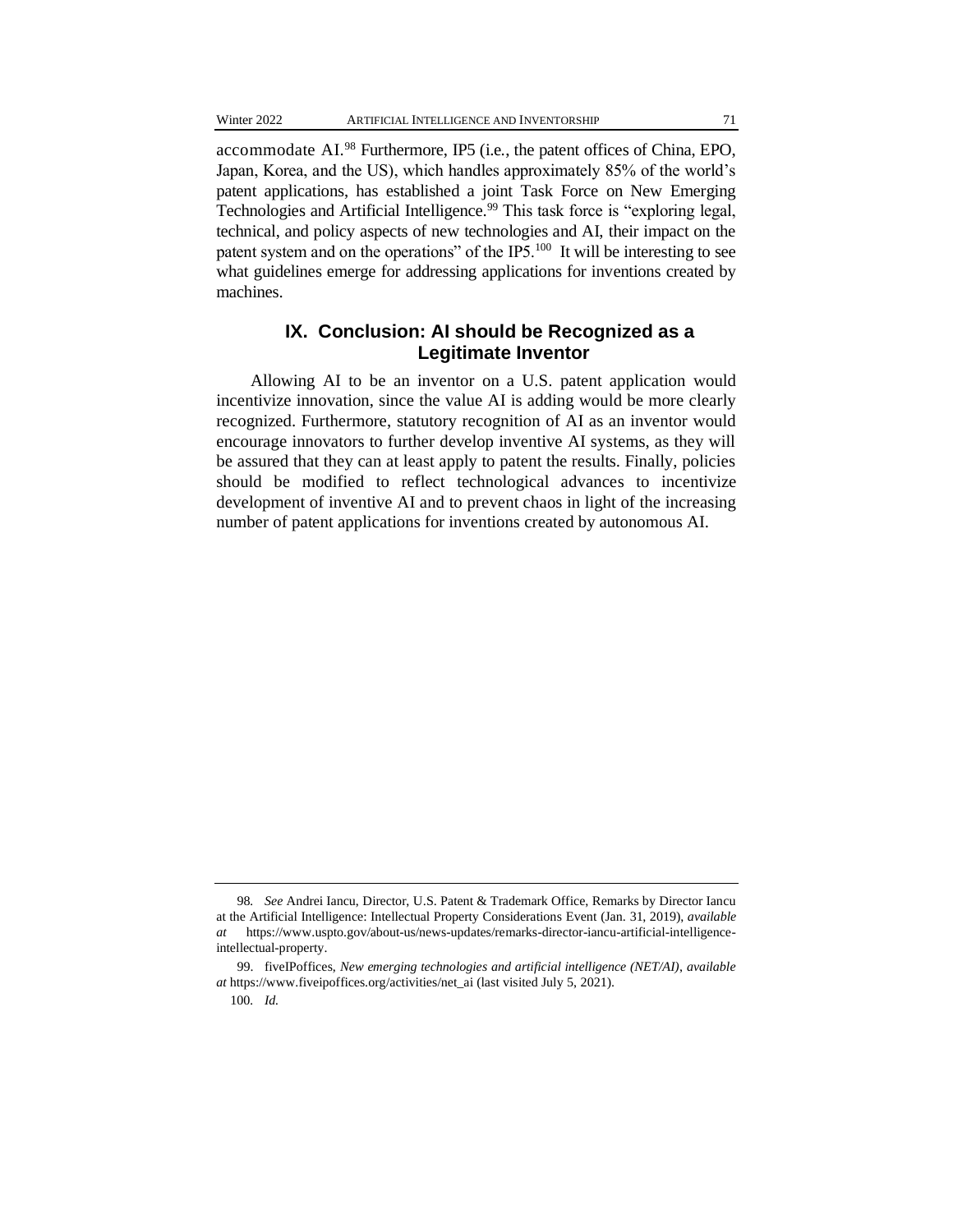accommodate AI.[98] Furthermore, IP5 (i.e., the patent offices of China, EPO, Japan, Korea, and the US), which handles approximately 85% of the world's patent applications, has established a joint Task Force on New Emerging Technologies and Artificial Intelligence.[99] This task force is "exploring legal, technical, and policy aspects of new technologies and AI, their impact on the patent system and on the operations" of the IP5.[100] It will be interesting to see what guidelines emerge for addressing applications for inventions created by machines.

## IX. Conclusion: AI should be Recognized as a Legitimate Inventor

Allowing AI to be an inventor on a U.S. patent application would incentivize innovation, since the value AI is adding would be more clearly recognized. Furthermore, statutory recognition of AI as an inventor would encourage innovators to further develop inventive AI systems, as they will be assured that they can at least apply to patent the results. Finally, policies should be modified to reflect technological advances to incentivize development of inventive AI and to prevent chaos in light of the increasing number of patent applications for inventions created by autonomous AI.

---

98. *See* Andrei Iancu, Director, U.S. Patent & Trademark Office, Remarks by Director Iancu at the Artificial Intelligence: Intellectual Property Considerations Event (Jan. 31, 2019), *available at* https://www.uspto.gov/about-us/news-updates/remarks-director-iancu-artificial-intelligence-intellectual-property.

99. fiveIPoffices, *New emerging technologies and artificial intelligence (NET/AI)*, *available at* https://www.fiveipoffices.org/activities/net_ai (last visited July 5, 2021).

100. *Id.*